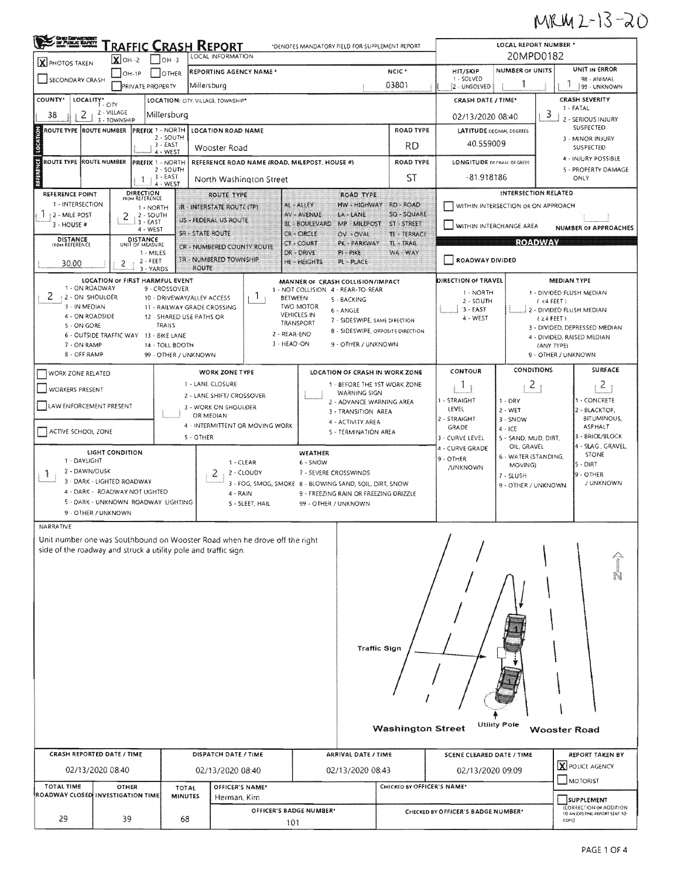MRM 2-13-20

# TRAFFIC CRASH REPORT

*DENOTES MANDATORY FIELD FOR SUPPLEMENT REPORT

LOCAL INFORMATION

| Field | Value |
|---|---|
| PHOTOS TAKEN | X |
| OH-2 | X |
| OH-3 | |
| OH-1P | |
| OTHER | |
| SECONDARY CRASH | |
| PRIVATE PROPERTY | |
| REPORTING AGENCY NAME* | Millersburg |
| NCIC* | 03801 |
| LOCAL REPORT NUMBER* | 20MPD0182 |
| HIT/SKIP (1 - SOLVED, 2 - UNSOLVED) | |
| NUMBER OF UNITS | 1 |
| UNIT IN ERROR (98 - ANIMAL, 99 - UNKNOWN) | 1 |

| Field | Value |
|---|---|
| COUNTY* | 38 |
| LOCALITY* (1 - CITY, 2 - VILLAGE, 3 - TOWNSHIP) | 2 |
| LOCATION: CITY, VILLAGE, TOWNSHIP* | Millersburg |
| CRASH DATE / TIME* | 02/13/2020 08:40 |
| CRASH SEVERITY (1 - FATAL, 2 - SERIOUS INJURY SUSPECTED, 3 - MINOR INJURY SUSPECTED, 4 - INJURY POSSIBLE, 5 - PROPERTY DAMAGE ONLY) | 3 |

## LOCATION

| ROUTE TYPE | ROUTE NUMBER | PREFIX (1 - NORTH, 2 - SOUTH, 3 - EAST, 4 - WEST) | LOCATION ROAD NAME | ROAD TYPE | LATITUDE DECIMAL DEGREES |
|---|---|---|---|---|---|
| | | | Wooster Road | RD | 40.559009 |

## REFERENCE

| ROUTE TYPE | ROUTE NUMBER | PREFIX (1 - NORTH, 2 - SOUTH, 3 - EAST, 4 - WEST) | REFERENCE ROAD NAME (ROAD, MILEPOST, HOUSE #) | ROAD TYPE | LONGITUDE DECIMAL DEGREES |
|---|---|---|---|---|---|
| | | 1 | North Washington Street | ST | -81.918186 |

| Field | Value |
|---|---|
| REFERENCE POINT (1 - INTERSECTION, 2 - MILE POST, 3 - HOUSE #) | 1 |
| DIRECTION FROM REFERENCE (1 - NORTH, 2 - SOUTH, 3 - EAST, 4 - WEST) | 2 |
| DISTANCE FROM REFERENCE | 30.00 |
| DISTANCE UNIT OF MEASURE (1 - MILES, 2 - FEET, 3 - YARDS) | 2 |

ROUTE TYPE: IR - INTERSTATE ROUTE (TP); US - FEDERAL US ROUTE; SR - STATE ROUTE; CR - NUMBERED COUNTY ROUTE; TR - NUMBERED TOWNSHIP ROUTE

ROAD TYPE: AL - ALLEY; AV - AVENUE; BL - BOULEVARD; CR - CIRCLE; CT - COURT; DR - DRIVE; HE - HEIGHTS; HW - HIGHWAY; LA - LANE; MP - MILEPOST; OV - OVAL; PK - PARKWAY; PI - PIKE; PL - PLACE; RD - ROAD; SQ - SQUARE; ST - STREET; TE - TERRACE; TL - TRAIL; WA - WAY

INTERSECTION RELATED
- [ ] WITHIN INTERSECTION OR ON APPROACH
- [ ] WITHIN INTERCHANGE AREA
- NUMBER OF APPROACHES:

ROADWAY
- [ ] ROADWAY DIVIDED

LOCATION OF FIRST HARMFUL EVENT: **2**
1 - ON ROADWAY; 2 - ON SHOULDER; 3 - IN MEDIAN; 4 - ON ROADSIDE; 5 - ON GORE; 6 - OUTSIDE TRAFFIC WAY; 7 - ON RAMP; 8 - OFF RAMP; 9 - CROSSOVER; 10 - DRIVEWAY/ALLEY ACCESS; 11 - RAILWAY GRADE CROSSING; 12 - SHARED USE PATHS OR TRAILS; 13 - BIKE LANE; 14 - TOLL BOOTH; 99 - OTHER / UNKNOWN

MANNER OF CRASH COLLISION/IMPACT: **1**
1 - NOT COLLISION BETWEEN TWO MOTOR VEHICLES IN TRANSPORT; 2 - REAR-END; 3 - HEAD-ON; 4 - REAR-TO-REAR; 5 - BACKING; 6 - ANGLE; 7 - SIDESWIPE, SAME DIRECTION; 8 - SIDESWIPE, OPPOSITE DIRECTION; 9 - OTHER / UNKNOWN

DIRECTION OF TRAVEL: 1 - NORTH; 2 - SOUTH; 3 - EAST; 4 - WEST

MEDIAN TYPE: 1 - DIVIDED FLUSH MEDIAN (< 4 FEET); 2 - DIVIDED FLUSH MEDIAN (≥ 4 FEET); 3 - DIVIDED, DEPRESSED MEDIAN; 4 - DIVIDED, RAISED MEDIAN (ANY TYPE); 9 - OTHER / UNKNOWN

- [ ] WORK ZONE RELATED
- [ ] WORKERS PRESENT
- [ ] LAW ENFORCEMENT PRESENT
- [ ] ACTIVE SCHOOL ZONE

WORK ZONE TYPE: 1 - LANE CLOSURE; 2 - LANE SHIFT/ CROSSOVER; 3 - WORK ON SHOULDER OR MEDIAN; 4 - INTERMITTENT OR MOVING WORK; 5 - OTHER

LOCATION OF CRASH IN WORK ZONE: 1 - BEFORE THE 1ST WORK ZONE WARNING SIGN; 2 - ADVANCE WARNING AREA; 3 - TRANSITION AREA; 4 - ACTIVITY AREA; 5 - TERMINATION AREA

| CONTOUR | CONDITIONS | SURFACE |
|---|---|---|
| 1 | 2 | 2 |

CONTOUR: 1 - STRAIGHT LEVEL; 2 - STRAIGHT GRADE; 3 - CURVE LEVEL; 4 - CURVE GRADE; 9 - OTHER /UNKNOWN

CONDITIONS: 1 - DRY; 2 - WET; 3 - SNOW; 4 - ICE; 5 - SAND, MUD, DIRT, OIL, GRAVEL; 6 - WATER (STANDING, MOVING); 7 - SLUSH; 9 - OTHER / UNKNOWN

SURFACE: 1 - CONCRETE; 2 - BLACKTOP, BITUMINOUS, ASPHALT; 3 - BRICK/BLOCK; 4 - SLAG, GRAVEL, STONE; 5 - DIRT; 9 - OTHER / UNKNOWN

LIGHT CONDITION: **1**
1 - DAYLIGHT; 2 - DAWN/DUSK; 3 - DARK - LIGHTED ROADWAY; 4 - DARK - ROADWAY NOT LIGHTED; 5 - DARK - UNKNOWN ROADWAY LIGHTING; 9 - OTHER / UNKNOWN

WEATHER: **2**
1 - CLEAR; 2 - CLOUDY; 3 - FOG, SMOG, SMOKE; 4 - RAIN; 5 - SLEET, HAIL; 6 - SNOW; 7 - SEVERE CROSSWINDS; 8 - BLOWING SAND, SOIL, DIRT, SNOW; 9 - FREEZING RAIN OR FREEZING DRIZZLE; 99 - OTHER / UNKNOWN

## NARRATIVE

Unit number one was Southbound on Wooster Road when he drove off the right side of the roadway and struck a utility pole and traffic sign.

Traffic Sign

Washington Street — Utility Pole — Wooster Road

| CRASH REPORTED DATE / TIME | DISPATCH DATE / TIME | ARRIVAL DATE / TIME | SCENE CLEARED DATE / TIME | REPORT TAKEN BY |
|---|---|---|---|---|
| 02/13/2020 08:40 | 02/13/2020 08:40 | 02/13/2020 08:43 | 02/13/2020 09:09 | [X] POLICE AGENCY [ ] MOTORIST |

| TOTAL TIME ROADWAY CLOSED | OTHER INVESTIGATION TIME | TOTAL MINUTES | OFFICER'S NAME* | CHECKED BY OFFICER'S NAME* |
|---|---|---|---|---|
| 29 | 39 | 68 | Herman, Kim | |

| OFFICER'S BADGE NUMBER* | CHECKED BY OFFICER'S BADGE NUMBER* |
|---|---|
| 101 | |

- [ ] SUPPLEMENT (CORRECTION OR ADDITION TO AN EXISTING REPORT SENT TO ODPS)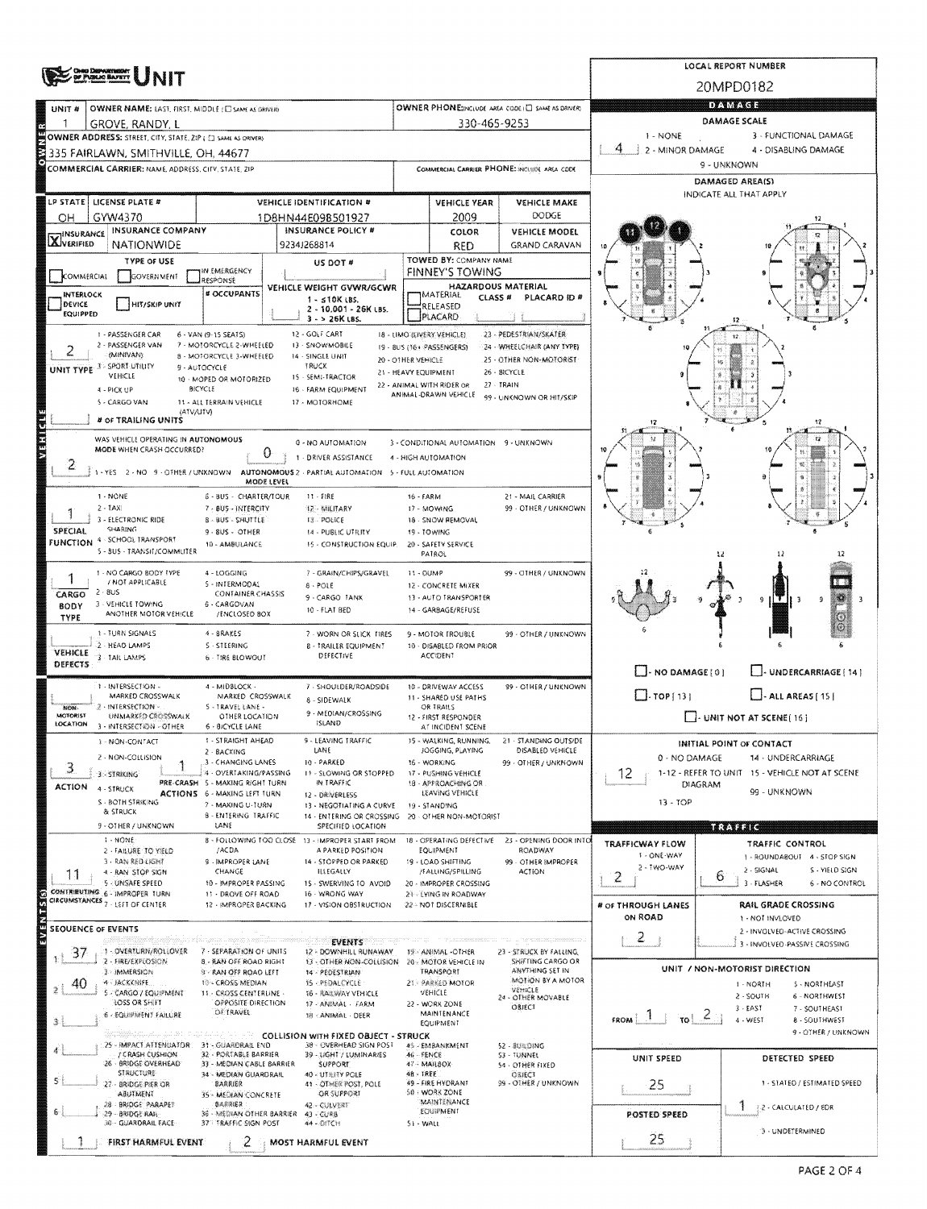# UNIT

**LOCAL REPORT NUMBER:** 20MPD0182

| UNIT # | OWNER NAME: LAST, FIRST, MIDDLE | OWNER PHONE |
|---|---|---|
| 1 | GROVE, RANDY, L | 330-465-9253 |

**OWNER ADDRESS:** 335 FAIRLAWN, SMITHVILLE, OH, 44677

**COMMERCIAL CARRIER:** NAME, ADDRESS, CITY, STATE, ZIP

**COMMERCIAL CARRIER PHONE:**

| LP STATE | LICENSE PLATE # | VEHICLE IDENTIFICATION # | VEHICLE YEAR | VEHICLE MAKE |
|---|---|---|---|---|
| OH | GYW4370 | 1D8HN44E09B501927 | 2009 | DODGE |

| INSURANCE VERIFIED | INSURANCE COMPANY | INSURANCE POLICY # | COLOR | VEHICLE MODEL |
|---|---|---|---|---|
| X | NATIONWIDE | 9234J268814 | RED | GRAND CARAVAN |

**TYPE OF USE:** COMMERCIAL / GOVERNMENT / IN EMERGENCY RESPONSE

**US DOT #:**

**TOWED BY: COMPANY NAME:** FINNEY'S TOWING

**INTERLOCK DEVICE EQUIPPED** / HIT/SKIP UNIT / # OCCUPANTS

**VEHICLE WEIGHT GVWR/GCWR:** 1 - ≤10K LBS. 2 - 10,001 - 26K LBS. 3 - > 26K LBS.

**HAZARDOUS MATERIAL:** MATERIAL RELEASED / PLACARD; CLASS #; PLACARD ID #

**UNIT TYPE:** 2
1 - PASSENGER CAR, 2 - PASSENGER VAN (MINIVAN), 3 - SPORT UTILITY VEHICLE, 4 - PICK UP, 5 - CARGO VAN, 6 - VAN (9-15 SEATS), 7 - MOTORCYCLE 2-WHEELED, 8 - MOTORCYCLE 3-WHEELED, 9 - AUTOCYCLE, 10 - MOPED OR MOTORIZED BICYCLE, 11 - ALL TERRAIN VEHICLE (ATV/UTV), 12 - GOLF CART, 13 - SNOWMOBILE, 14 - SINGLE UNIT TRUCK, 15 - SEMI-TRACTOR, 16 - FARM EQUIPMENT, 17 - MOTORHOME, 18 - LIMO (LIVERY VEHICLE), 19 - BUS (16+ PASSENGERS), 20 - OTHER VEHICLE, 21 - HEAVY EQUIPMENT, 22 - ANIMAL WITH RIDER OR ANIMAL-DRAWN VEHICLE, 23 - PEDESTRIAN/SKATER, 24 - WHEELCHAIR (ANY TYPE), 25 - OTHER NON-MOTORIST, 26 - BICYCLE, 27 - TRAIN, 99 - UNKNOWN OR HIT/SKIP

**# OF TRAILING UNITS:**

**WAS VEHICLE OPERATING IN AUTONOMOUS MODE WHEN CRASH OCCURRED?** 2
1 - YES 2 - NO 9 - OTHER / UNKNOWN

**AUTONOMOUS MODE LEVEL:** 0
0 - NO AUTOMATION, 1 - DRIVER ASSISTANCE, 2 - PARTIAL AUTOMATION, 3 - CONDITIONAL AUTOMATION, 4 - HIGH AUTOMATION, 5 - FULL AUTOMATION, 9 - UNKNOWN

**SPECIAL FUNCTION:** 1
1 - NONE, 2 - TAXI, 3 - ELECTRONIC RIDE SHARING, 4 - SCHOOL TRANSPORT, 5 - BUS - TRANSIT/COMMUTER, 6 - BUS - CHARTER/TOUR, 7 - BUS - INTERCITY, 8 - BUS - SHUTTLE, 9 - BUS - OTHER, 10 - AMBULANCE, 11 - FIRE, 12 - MILITARY, 13 - POLICE, 14 - PUBLIC UTILITY, 15 - CONSTRUCTION EQUIP., 16 - FARM, 17 - MOWING, 18 - SNOW REMOVAL, 19 - TOWING, 20 - SAFETY SERVICE PATROL, 21 - MAIL CARRIER, 99 - OTHER / UNKNOWN

**CARGO BODY TYPE:** 1
1 - NO CARGO BODY TYPE / NOT APPLICABLE, 2 - BUS, 3 - VEHICLE TOWING ANOTHER MOTOR VEHICLE, 4 - LOGGING, 5 - INTERMODAL CONTAINER CHASSIS, 6 - CARGOVAN /ENCLOSED BOX, 7 - GRAIN/CHIPS/GRAVEL, 8 - POLE, 9 - CARGO TANK, 10 - FLAT BED, 11 - DUMP, 12 - CONCRETE MIXER, 13 - AUTO TRANSPORTER, 14 - GARBAGE/REFUSE, 99 - OTHER / UNKNOWN

**VEHICLE DEFECTS:**
1 - TURN SIGNALS, 2 - HEAD LAMPS, 3 - TAIL LAMPS, 4 - BRAKES, 5 - STEERING, 6 - TIRE BLOWOUT, 7 - WORN OR SLICK TIRES, 8 - TRAILER EQUIPMENT DEFECTIVE, 9 - MOTOR TROUBLE, 10 - DISABLED FROM PRIOR ACCIDENT, 99 - OTHER / UNKNOWN

**NON-MOTORIST LOCATION:**
1 - INTERSECTION - MARKED CROSSWALK, 2 - INTERSECTION - UNMARKED CROSSWALK, 3 - INTERSECTION - OTHER, 4 - MIDBLOCK - MARKED CROSSWALK, 5 - TRAVEL LANE - OTHER LOCATION, 6 - BICYCLE LANE, 7 - SHOULDER/ROADSIDE, 8 - SIDEWALK, 9 - MEDIAN/CROSSING ISLAND, 10 - DRIVEWAY ACCESS, 11 - SHARED USE PATHS OR TRAILS, 12 - FIRST RESPONDER AT INCIDENT SCENE, 99 - OTHER / UNKNOWN

**ACTION:** 3
1 - NON-CONTACT, 2 - NON-COLLISION, 3 - STRIKING, 4 - STRUCK, 5 - BOTH STRIKING & STRUCK, 9 - OTHER / UNKNOWN

**PRE-CRASH ACTIONS:** 1
1 - STRAIGHT AHEAD, 2 - BACKING, 3 - CHANGING LANES, 4 - OVERTAKING/PASSING, 5 - MAKING RIGHT TURN, 6 - MAKING LEFT TURN, 7 - MAKING U-TURN, 8 - ENTERING TRAFFIC LANE, 9 - LEAVING TRAFFIC LANE, 10 - PARKED, 11 - SLOWING OR STOPPED IN TRAFFIC, 12 - DRIVERLESS, 13 - NEGOTIATING A CURVE, 14 - ENTERING OR CROSSING SPECIFIED LOCATION, 15 - WALKING, RUNNING, JOGGING, PLAYING, 16 - WORKING, 17 - PUSHING VEHICLE, 18 - APPROACHING OR LEAVING VEHICLE, 19 - STANDING, 20 - OTHER NON-MOTORIST, 21 - STANDING OUTSIDE DISABLED VEHICLE, 99 - OTHER / UNKNOWN

**CONTRIBUTING CIRCUMSTANCES:** 11
1 - NONE, 2 - FAILURE TO YIELD, 3 - RAN RED LIGHT, 4 - RAN STOP SIGN, 5 - UNSAFE SPEED, 6 - IMPROPER TURN, 7 - LEFT OF CENTER, 8 - FOLLOWING TOO CLOSE /ACDA, 9 - IMPROPER LANE CHANGE, 10 - IMPROPER PASSING, 11 - DROVE OFF ROAD, 12 - IMPROPER BACKING, 13 - IMPROPER START FROM A PARKED POSITION, 14 - STOPPED OR PARKED ILLEGALLY, 15 - SWERVING TO AVOID, 16 - WRONG WAY, 17 - VISION OBSTRUCTION, 18 - OPERATING DEFECTIVE EQUIPMENT, 19 - LOAD SHIFTING /FALLING/SPILLING, 20 - IMPROPER CROSSING, 21 - LYING IN ROADWAY, 22 - NOT DISCERNIBLE, 23 - OPENING DOOR INTO ROADWAY, 99 - OTHER IMPROPER ACTION

## SEQUENCE OF EVENTS

| # | EVENT |
|---|---|
| 1 | 37 |
| 2 | 40 |
| 3 | |
| 4 | |
| 5 | |
| 6 | |

**EVENTS:** 1 - OVERTURN/ROLLOVER, 2 - FIRE/EXPLOSION, 3 - IMMERSION, 4 - JACKKNIFE, 5 - CARGO / EQUIPMENT LOSS OR SHIFT, 6 - EQUIPMENT FAILURE, 7 - SEPARATION OF UNITS, 8 - RAN OFF ROAD RIGHT, 9 - RAN OFF ROAD LEFT, 10 - CROSS MEDIAN, 11 - CROSS CENTERLINE - OPPOSITE DIRECTION OF TRAVEL, 12 - DOWNHILL RUNAWAY, 13 - OTHER NON-COLLISION, 14 - PEDESTRIAN, 15 - PEDALCYCLE, 16 - RAILWAY VEHICLE, 17 - ANIMAL - FARM, 18 - ANIMAL - DEER, 19 - ANIMAL -OTHER, 20 - MOTOR VEHICLE IN TRANSPORT, 21 - PARKED MOTOR VEHICLE, 22 - WORK ZONE MAINTENANCE EQUIPMENT, 23 - STRUCK BY FALLING, SHIFTING CARGO OR ANYTHING SET IN MOTION BY A MOTOR VEHICLE, 24 - OTHER MOVABLE OBJECT

**COLLISION WITH FIXED OBJECT - STRUCK:** 25 - IMPACT ATTENUATOR / CRASH CUSHION, 26 - BRIDGE OVERHEAD STRUCTURE, 27 - BRIDGE PIER OR ABUTMENT, 28 - BRIDGE PARAPET, 29 - BRIDGE RAIL, 30 - GUARDRAIL FACE, 31 - GUARDRAIL END, 32 - PORTABLE BARRIER, 33 - MEDIAN CABLE BARRIER, 34 - MEDIAN GUARDRAIL BARRIER, 35 - MEDIAN CONCRETE BARRIER, 36 - MEDIAN OTHER BARRIER, 37 - TRAFFIC SIGN POST, 38 - OVERHEAD SIGN POST, 39 - LIGHT / LUMINARIES SUPPORT, 40 - UTILITY POLE, 41 - OTHER POST, POLE OR SUPPORT, 42 - CULVERT, 43 - CURB, 44 - DITCH, 45 - EMBANKMENT, 46 - FENCE, 47 - MAILBOX, 48 - TREE, 49 - FIRE HYDRANT, 50 - WORK ZONE MAINTENANCE EQUIPMENT, 51 - WALL, 52 - BUILDING, 53 - TUNNEL, 54 - OTHER FIXED OBJECT, 99 - OTHER / UNKNOWN

**FIRST HARMFUL EVENT:** 1 **MOST HARMFUL EVENT:** 2

## DAMAGE

**DAMAGE SCALE:** 4
1 - NONE, 2 - MINOR DAMAGE, 3 - FUNCTIONAL DAMAGE, 4 - DISABLING DAMAGE, 9 - UNKNOWN

**DAMAGED AREA(S)** INDICATE ALL THAT APPLY: 11, 12, 1

NO DAMAGE [0] / UNDERCARRIAGE [14] / TOP [13] / ALL AREAS [15] / UNIT NOT AT SCENE [16]

**INITIAL POINT OF CONTACT:** 12
0 - NO DAMAGE, 1-12 - REFER TO UNIT DIAGRAM, 13 - TOP, 14 - UNDERCARRIAGE, 15 - VEHICLE NOT AT SCENE, 99 - UNKNOWN

## TRAFFIC

**TRAFFICWAY FLOW:** 2 (1 - ONE-WAY, 2 - TWO-WAY)

**TRAFFIC CONTROL:** 6 (1 - ROUNDABOUT, 2 - SIGNAL, 3 - FLASHER, 4 - STOP SIGN, 5 - YIELD SIGN, 6 - NO CONTROL)

**# OF THROUGH LANES ON ROAD:** 2

**RAIL GRADE CROSSING:** 1 - NOT INVLOVED, 2 - INVOLVED-ACTIVE CROSSING, 3 - INVOLVED-PASSIVE CROSSING

**UNIT / NON-MOTORIST DIRECTION:** FROM 1 TO 2
1 - NORTH, 2 - SOUTH, 3 - EAST, 4 - WEST, 5 - NORTHEAST, 6 - NORTHWEST, 7 - SOUTHEAST, 8 - SOUTHWEST, 9 - OTHER / UNKNOWN

**UNIT SPEED:** 25

**POSTED SPEED:** 25

**DETECTED SPEED:** 1
1 - STATED / ESTIMATED SPEED, 2 - CALCULATED / EDR, 3 - UNDETERMINED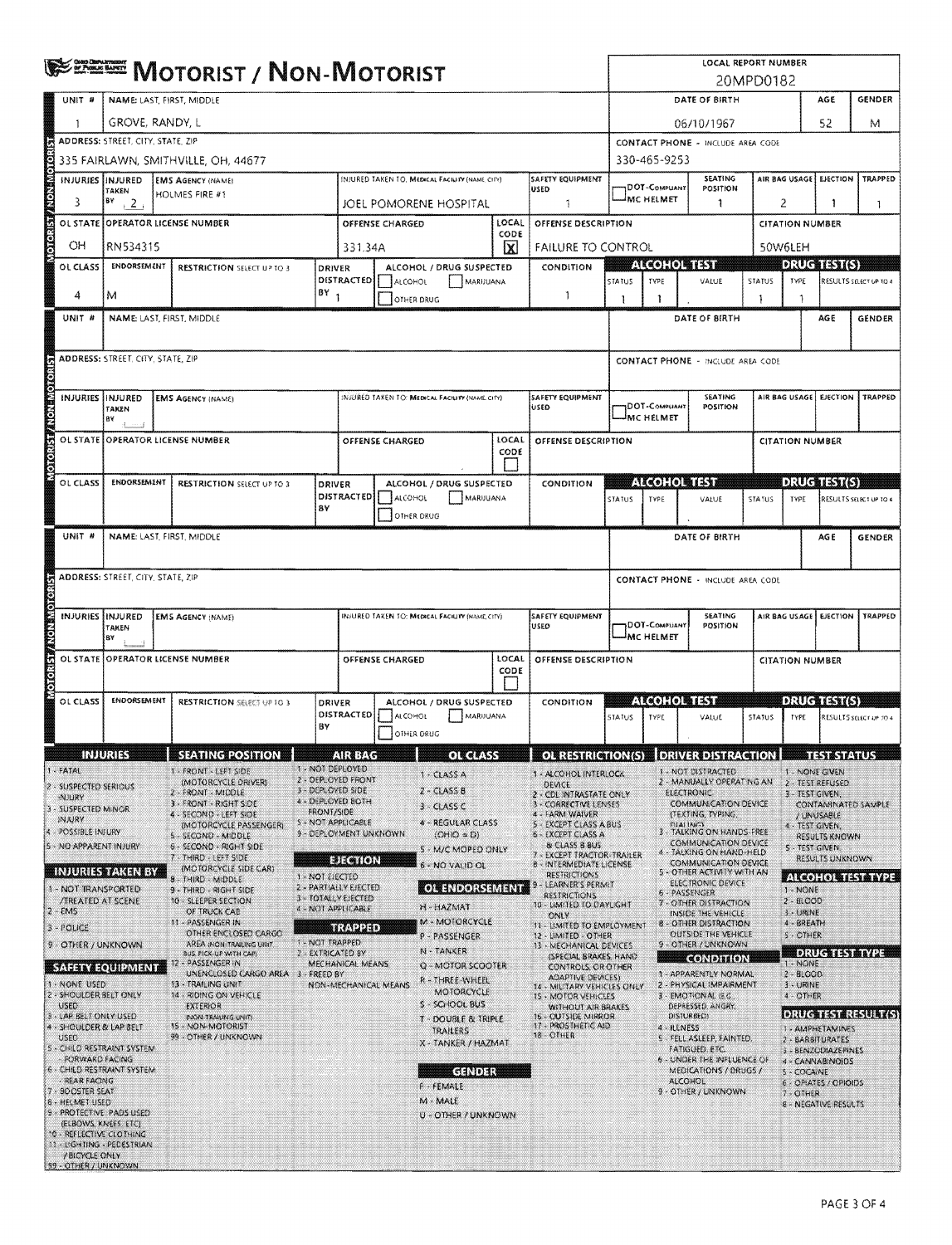# MOTORIST / NON-MOTORIST

**LOCAL REPORT NUMBER:** 20MPD0182

## Unit 1 – Motorist / Non-Motorist

| UNIT # | NAME: LAST, FIRST, MIDDLE | DATE OF BIRTH | AGE | GENDER |
|---|---|---|---|---|
| 1 | GROVE, RANDY, L | 06/10/1967 | 52 | M |

| ADDRESS: STREET, CITY, STATE, ZIP | CONTACT PHONE - INCLUDE AREA CODE |
|---|---|
| 335 FAIRLAWN, SMITHVILLE, OH, 44677 | 330-465-9253 |

| INJURIES | INJURED TAKEN BY | EMS AGENCY (NAME) | INJURED TAKEN TO: MEDICAL FACILITY (NAME, CITY) | SAFETY EQUIPMENT USED | DOT-COMPLIANT MC HELMET | SEATING POSITION | AIR BAG USAGE | EJECTION | TRAPPED |
|---|---|---|---|---|---|---|---|---|---|
| 3 | 2 | HOLMES FIRE #1 | JOEL POMORENE HOSPITAL | 1 | | 1 | 2 | 1 | 1 |

| OL STATE | OPERATOR LICENSE NUMBER | OFFENSE CHARGED | LOCAL CODE | OFFENSE DESCRIPTION | CITATION NUMBER |
|---|---|---|---|---|---|
| OH | RN534315 | 331.34A | X | FAILURE TO CONTROL | 50W6LEH |

| OL CLASS | ENDORSEMENT | RESTRICTION SELECT UP TO 3 | DRIVER DISTRACTED BY | ALCOHOL / DRUG SUSPECTED | CONDITION | ALCOHOL TEST STATUS | ALCOHOL TEST TYPE | ALCOHOL TEST VALUE | DRUG TEST STATUS | DRUG TEST TYPE | DRUG TEST RESULTS SELECT UP TO 4 |
|---|---|---|---|---|---|---|---|---|---|---|---|
| 4 | M | | 1 | ☐ ALCOHOL ☐ MARIJUANA ☐ OTHER DRUG | 1 | 1 | 1 | | 1 | 1 | |

## Unit – Motorist / Non-Motorist

| UNIT # | NAME: LAST, FIRST, MIDDLE | DATE OF BIRTH | AGE | GENDER |
|---|---|---|---|---|
| | | | | |

| ADDRESS: STREET, CITY, STATE, ZIP | CONTACT PHONE - INCLUDE AREA CODE |
|---|---|
| | |

| INJURIES | INJURED TAKEN BY | EMS AGENCY (NAME) | INJURED TAKEN TO: MEDICAL FACILITY (NAME, CITY) | SAFETY EQUIPMENT USED | DOT-COMPLIANT MC HELMET | SEATING POSITION | AIR BAG USAGE | EJECTION | TRAPPED |
|---|---|---|---|---|---|---|---|---|---|
| | | | | | | | | | |

| OL STATE | OPERATOR LICENSE NUMBER | OFFENSE CHARGED | LOCAL CODE | OFFENSE DESCRIPTION | CITATION NUMBER |
|---|---|---|---|---|---|
| | | | ☐ | | |

| OL CLASS | ENDORSEMENT | RESTRICTION SELECT UP TO 3 | DRIVER DISTRACTED BY | ALCOHOL / DRUG SUSPECTED | CONDITION | ALCOHOL TEST STATUS | ALCOHOL TEST TYPE | ALCOHOL TEST VALUE | DRUG TEST STATUS | DRUG TEST TYPE | DRUG TEST RESULTS SELECT UP TO 4 |
|---|---|---|---|---|---|---|---|---|---|---|---|
| | | | | ☐ ALCOHOL ☐ MARIJUANA ☐ OTHER DRUG | | | | | | | |

## Unit – Motorist / Non-Motorist

| UNIT # | NAME: LAST, FIRST, MIDDLE | DATE OF BIRTH | AGE | GENDER |
|---|---|---|---|---|
| | | | | |

| ADDRESS: STREET, CITY, STATE, ZIP | CONTACT PHONE - INCLUDE AREA CODE |
|---|---|
| | |

| INJURIES | INJURED TAKEN BY | EMS AGENCY (NAME) | INJURED TAKEN TO: MEDICAL FACILITY (NAME, CITY) | SAFETY EQUIPMENT USED | DOT-COMPLIANT MC HELMET | SEATING POSITION | AIR BAG USAGE | EJECTION | TRAPPED |
|---|---|---|---|---|---|---|---|---|---|
| | | | | | | | | | |

| OL STATE | OPERATOR LICENSE NUMBER | OFFENSE CHARGED | LOCAL CODE | OFFENSE DESCRIPTION | CITATION NUMBER |
|---|---|---|---|---|---|
| | | | ☐ | | |

| OL CLASS | ENDORSEMENT | RESTRICTION SELECT UP TO 3 | DRIVER DISTRACTED BY | ALCOHOL / DRUG SUSPECTED | CONDITION | ALCOHOL TEST STATUS | ALCOHOL TEST TYPE | ALCOHOL TEST VALUE | DRUG TEST STATUS | DRUG TEST TYPE | DRUG TEST RESULTS SELECT UP TO 4 |
|---|---|---|---|---|---|---|---|---|---|---|---|
| | | | | ☐ ALCOHOL ☐ MARIJUANA ☐ OTHER DRUG | | | | | | | |

## Codes

### INJURIES
1 - FATAL
2 - SUSPECTED SERIOUS INJURY
3 - SUSPECTED MINOR INJURY
4 - POSSIBLE INJURY
5 - NO APPARENT INJURY

### INJURIES TAKEN BY
1 - NOT TRANSPORTED /TREATED AT SCENE
2 - EMS
3 - POLICE
9 - OTHER / UNKNOWN

### SAFETY EQUIPMENT
1 - NONE USED
2 - SHOULDER BELT ONLY USED
3 - LAP BELT ONLY USED
4 - SHOULDER & LAP BELT USED
5 - CHILD RESTRAINT SYSTEM - FORWARD FACING
6 - CHILD RESTRAINT SYSTEM - REAR FACING
7 - BOOSTER SEAT
8 - HELMET USED
9 - PROTECTIVE PADS USED (ELBOWS, KNEES, ETC)
10 - REFLECTIVE CLOTHING
11 - LIGHTING - PEDESTRIAN / BICYCLE ONLY
99 - OTHER / UNKNOWN

### SEATING POSITION
1 - FRONT - LEFT SIDE (MOTORCYCLE DRIVER)
2 - FRONT - MIDDLE
3 - FRONT - RIGHT SIDE
4 - SECOND - LEFT SIDE (MOTORCYCLE PASSENGER)
5 - SECOND - MIDDLE
6 - SECOND - RIGHT SIDE
7 - THIRD - LEFT SIDE (MOTORCYCLE SIDE CAR)
8 - THIRD - MIDDLE
9 - THIRD - RIGHT SIDE
10 - SLEEPER SECTION OF TRUCK CAB
11 - PASSENGER IN OTHER ENCLOSED CARGO AREA (NON-TRAILING UNIT, BUS, PICK-UP WITH CAP)
12 - PASSENGER IN UNENCLOSED CARGO AREA
13 - TRAILING UNIT
14 - RIDING ON VEHICLE EXTERIOR (NON-TRAILING UNIT)
15 - NON-MOTORIST
99 - OTHER / UNKNOWN

### AIR BAG
1 - NOT DEPLOYED
2 - DEPLOYED FRONT
3 - DEPLOYED SIDE
4 - DEPLOYED BOTH FRONT/SIDE
5 - NOT APPLICABLE
9 - DEPLOYMENT UNKNOWN

### EJECTION
1 - NOT EJECTED
2 - PARTIALLY EJECTED
3 - TOTALLY EJECTED
4 - NOT APPLICABLE

### TRAPPED
1 - NOT TRAPPED
2 - EXTRICATED BY MECHANICAL MEANS
3 - FREED BY NON-MECHANICAL MEANS

### OL CLASS
1 - CLASS A
2 - CLASS B
3 - CLASS C
4 - REGULAR CLASS (OHIO = D)
5 - M/C MOPED ONLY
6 - NO VALID OL

### OL ENDORSEMENT
H - HAZMAT
M - MOTORCYCLE
P - PASSENGER
N - TANKER
Q - MOTOR SCOOTER
R - THREE-WHEEL MOTORCYCLE
S - SCHOOL BUS
T - DOUBLE & TRIPLE TRAILERS
X - TANKER / HAZMAT

### GENDER
F - FEMALE
M - MALE
U - OTHER / UNKNOWN

### OL RESTRICTION(S)
1 - ALCOHOL INTERLOCK DEVICE
2 - CDL INTRASTATE ONLY
3 - CORRECTIVE LENSES
4 - FARM WAIVER
5 - EXCEPT CLASS A BUS
6 - EXCEPT CLASS A & CLASS B BUS
7 - EXCEPT TRACTOR-TRAILER
8 - INTERMEDIATE LICENSE RESTRICTIONS
9 - LEARNER'S PERMIT RESTRICTIONS
10 - LIMITED TO DAYLIGHT ONLY
11 - LIMITED TO EMPLOYMENT
12 - LIMITED - OTHER
13 - MECHANICAL DEVICES (SPECIAL BRAKES, HAND CONTROLS, OR OTHER ADAPTIVE DEVICES)
14 - MILITARY VEHICLES ONLY
15 - MOTOR VEHICLES WITHOUT AIR BRAKES
16 - OUTSIDE MIRROR
17 - PROSTHETIC AID
18 - OTHER

### DRIVER DISTRACTION
1 - NOT DISTRACTED
2 - MANUALLY OPERATING AN ELECTRONIC COMMUNICATION DEVICE (TEXTING, TYPING, DIALING)
3 - TALKING ON HANDS-FREE COMMUNICATION DEVICE
4 - TALKING ON HAND-HELD COMMUNICATION DEVICE
5 - OTHER ACTIVITY WITH AN ELECTRONIC DEVICE
6 - PASSENGER
7 - OTHER DISTRACTION INSIDE THE VEHICLE
8 - OTHER DISTRACTION OUTSIDE THE VEHICLE
9 - OTHER / UNKNOWN

### CONDITION
1 - APPARENTLY NORMAL
2 - PHYSICAL IMPAIRMENT
3 - EMOTIONAL (E.G., DEPRESSED, ANGRY, DISTURBED)
4 - ILLNESS
5 - FELL ASLEEP, FAINTED, FATIGUED, ETC.
6 - UNDER THE INFLUENCE OF MEDICATIONS / DRUGS / ALCOHOL
9 - OTHER / UNKNOWN

### TEST STATUS
1 - NONE GIVEN
2 - TEST REFUSED
3 - TEST GIVEN, CONTAMINATED SAMPLE / UNUSABLE
4 - TEST GIVEN, RESULTS KNOWN
5 - TEST GIVEN, RESULTS UNKNOWN

### ALCOHOL TEST TYPE
1 - NONE
2 - BLOOD
3 - URINE
4 - BREATH
5 - OTHER

### DRUG TEST TYPE
1 - NONE
2 - BLOOD
3 - URINE
4 - OTHER

### DRUG TEST RESULT(S)
1 - AMPHETAMINES
2 - BARBITURATES
3 - BENZODIAZEPINES
4 - CANNABINOIDS
5 - COCAINE
6 - OPIATES / OPIOIDS
7 - OTHER
8 - NEGATIVE RESULTS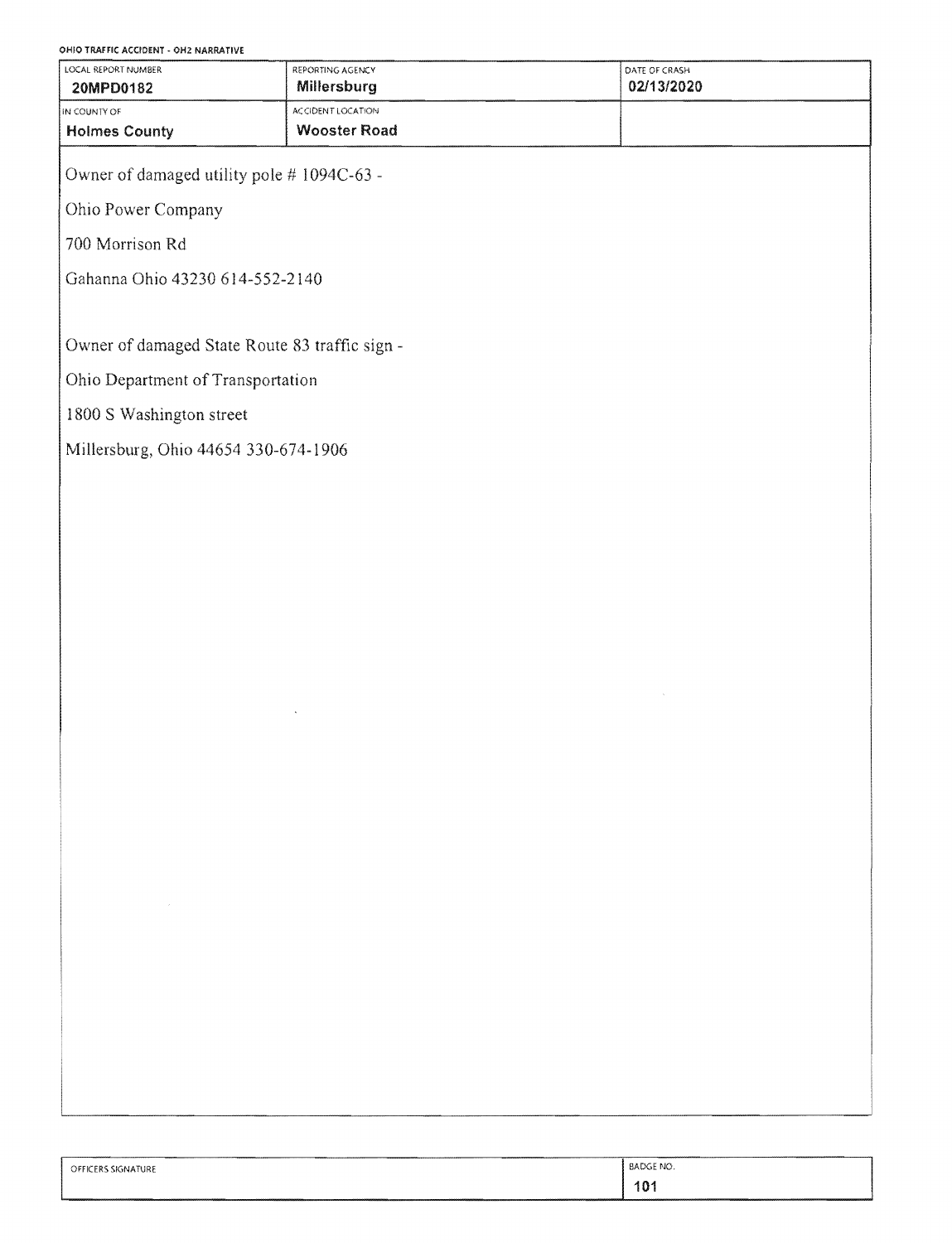**OHIO TRAFFIC ACCIDENT - OH2 NARRATIVE**

| LOCAL REPORT NUMBER | REPORTING AGENCY | DATE OF CRASH |
| --- | --- | --- |
| **20MPD0182** | **Millersburg** | **02/13/2020** |
| IN COUNTY OF | ACCIDENT LOCATION | |
| **Holmes County** | **Wooster Road** | |

Owner of damaged utility pole # 1094C-63 -

Ohio Power Company

700 Morrison Rd

Gahanna Ohio 43230 614-552-2140

Owner of damaged State Route 83 traffic sign -

Ohio Department of Transportation

1800 S Washington street

Millersburg, Ohio 44654 330-674-1906

| OFFICERS SIGNATURE | BADGE NO. |
| --- | --- |
| | **101** |